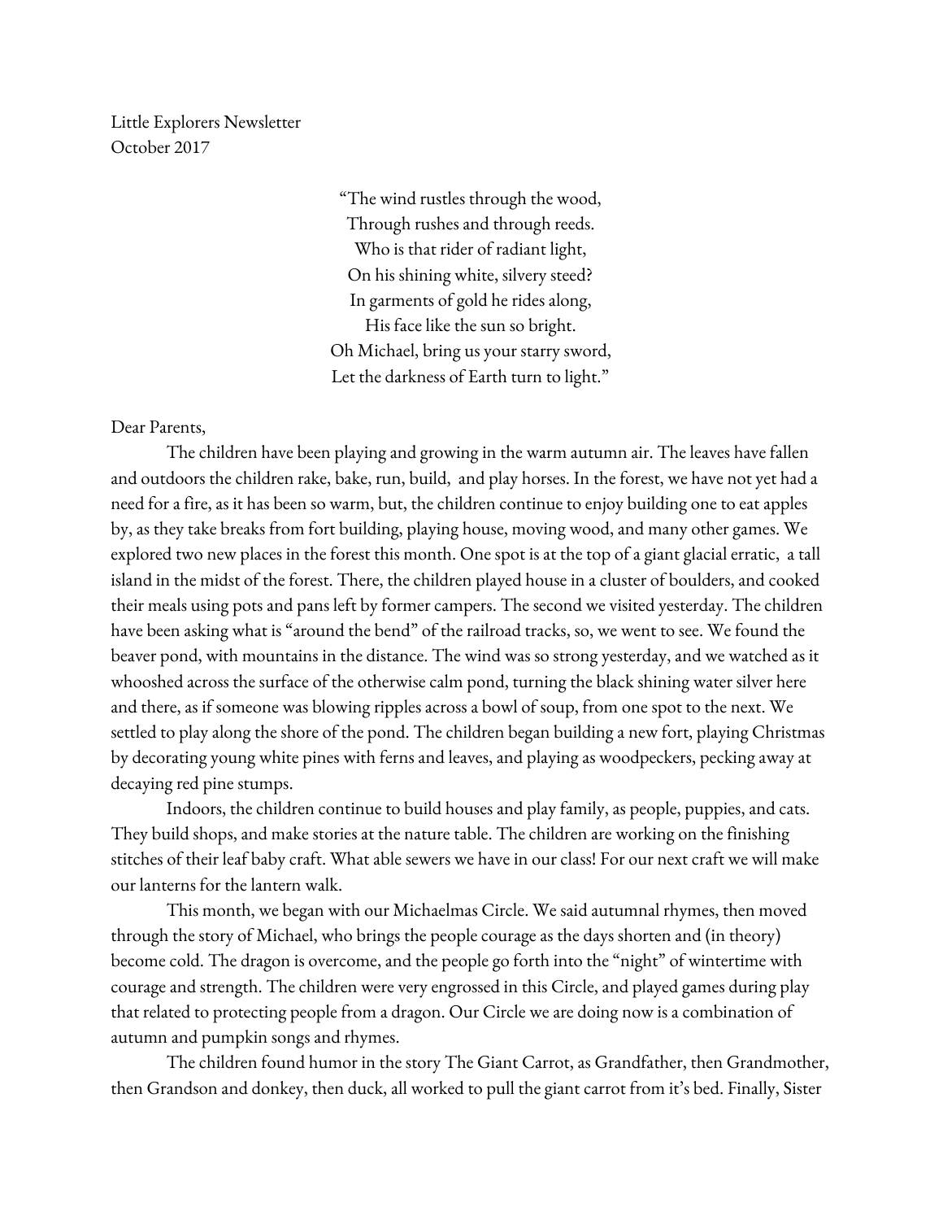Little Explorers Newsletter
October 2017

> "The wind rustles through the wood,
> Through rushes and through reeds.
> Who is that rider of radiant light,
> On his shining white, silvery steed?
> In garments of gold he rides along,
> His face like the sun so bright.
> Oh Michael, bring us your starry sword,
> Let the darkness of Earth turn to light."

Dear Parents,

The children have been playing and growing in the warm autumn air. The leaves have fallen and outdoors the children rake, bake, run, build, and play horses. In the forest, we have not yet had a need for a fire, as it has been so warm, but, the children continue to enjoy building one to eat apples by, as they take breaks from fort building, playing house, moving wood, and many other games. We explored two new places in the forest this month. One spot is at the top of a giant glacial erratic, a tall island in the midst of the forest. There, the children played house in a cluster of boulders, and cooked their meals using pots and pans left by former campers. The second we visited yesterday. The children have been asking what is "around the bend" of the railroad tracks, so, we went to see. We found the beaver pond, with mountains in the distance. The wind was so strong yesterday, and we watched as it whooshed across the surface of the otherwise calm pond, turning the black shining water silver here and there, as if someone was blowing ripples across a bowl of soup, from one spot to the next. We settled to play along the shore of the pond. The children began building a new fort, playing Christmas by decorating young white pines with ferns and leaves, and playing as woodpeckers, pecking away at decaying red pine stumps.

Indoors, the children continue to build houses and play family, as people, puppies, and cats. They build shops, and make stories at the nature table. The children are working on the finishing stitches of their leaf baby craft. What able sewers we have in our class! For our next craft we will make our lanterns for the lantern walk.

This month, we began with our Michaelmas Circle. We said autumnal rhymes, then moved through the story of Michael, who brings the people courage as the days shorten and (in theory) become cold. The dragon is overcome, and the people go forth into the "night" of wintertime with courage and strength. The children were very engrossed in this Circle, and played games during play that related to protecting people from a dragon. Our Circle we are doing now is a combination of autumn and pumpkin songs and rhymes.

The children found humor in the story The Giant Carrot, as Grandfather, then Grandmother, then Grandson and donkey, then duck, all worked to pull the giant carrot from it's bed. Finally, Sister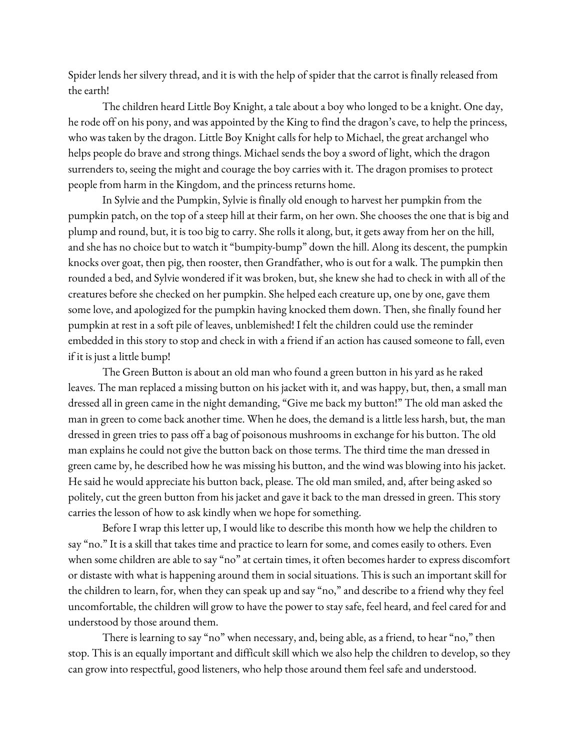Spider lends her silvery thread, and it is with the help of spider that the carrot is finally released from the earth!

The children heard Little Boy Knight, a tale about a boy who longed to be a knight. One day, he rode off on his pony, and was appointed by the King to find the dragon's cave, to help the princess, who was taken by the dragon. Little Boy Knight calls for help to Michael, the great archangel who helps people do brave and strong things. Michael sends the boy a sword of light, which the dragon surrenders to, seeing the might and courage the boy carries with it. The dragon promises to protect people from harm in the Kingdom, and the princess returns home.

In Sylvie and the Pumpkin, Sylvie is finally old enough to harvest her pumpkin from the pumpkin patch, on the top of a steep hill at their farm, on her own. She chooses the one that is big and plump and round, but, it is too big to carry. She rolls it along, but, it gets away from her on the hill, and she has no choice but to watch it "bumpity-bump" down the hill. Along its descent, the pumpkin knocks over goat, then pig, then rooster, then Grandfather, who is out for a walk. The pumpkin then rounded a bed, and Sylvie wondered if it was broken, but, she knew she had to check in with all of the creatures before she checked on her pumpkin. She helped each creature up, one by one, gave them some love, and apologized for the pumpkin having knocked them down. Then, she finally found her pumpkin at rest in a soft pile of leaves, unblemished! I felt the children could use the reminder embedded in this story to stop and check in with a friend if an action has caused someone to fall, even if it is just a little bump!

The Green Button is about an old man who found a green button in his yard as he raked leaves. The man replaced a missing button on his jacket with it, and was happy, but, then, a small man dressed all in green came in the night demanding, "Give me back my button!" The old man asked the man in green to come back another time. When he does, the demand is a little less harsh, but, the man dressed in green tries to pass off a bag of poisonous mushrooms in exchange for his button. The old man explains he could not give the button back on those terms. The third time the man dressed in green came by, he described how he was missing his button, and the wind was blowing into his jacket. He said he would appreciate his button back, please. The old man smiled, and, after being asked so politely, cut the green button from his jacket and gave it back to the man dressed in green. This story carries the lesson of how to ask kindly when we hope for something.

Before I wrap this letter up, I would like to describe this month how we help the children to say "no." It is a skill that takes time and practice to learn for some, and comes easily to others. Even when some children are able to say "no" at certain times, it often becomes harder to express discomfort or distaste with what is happening around them in social situations. This is such an important skill for the children to learn, for, when they can speak up and say "no," and describe to a friend why they feel uncomfortable, the children will grow to have the power to stay safe, feel heard, and feel cared for and understood by those around them.

There is learning to say "no" when necessary, and, being able, as a friend, to hear "no," then stop. This is an equally important and difficult skill which we also help the children to develop, so they can grow into respectful, good listeners, who help those around them feel safe and understood.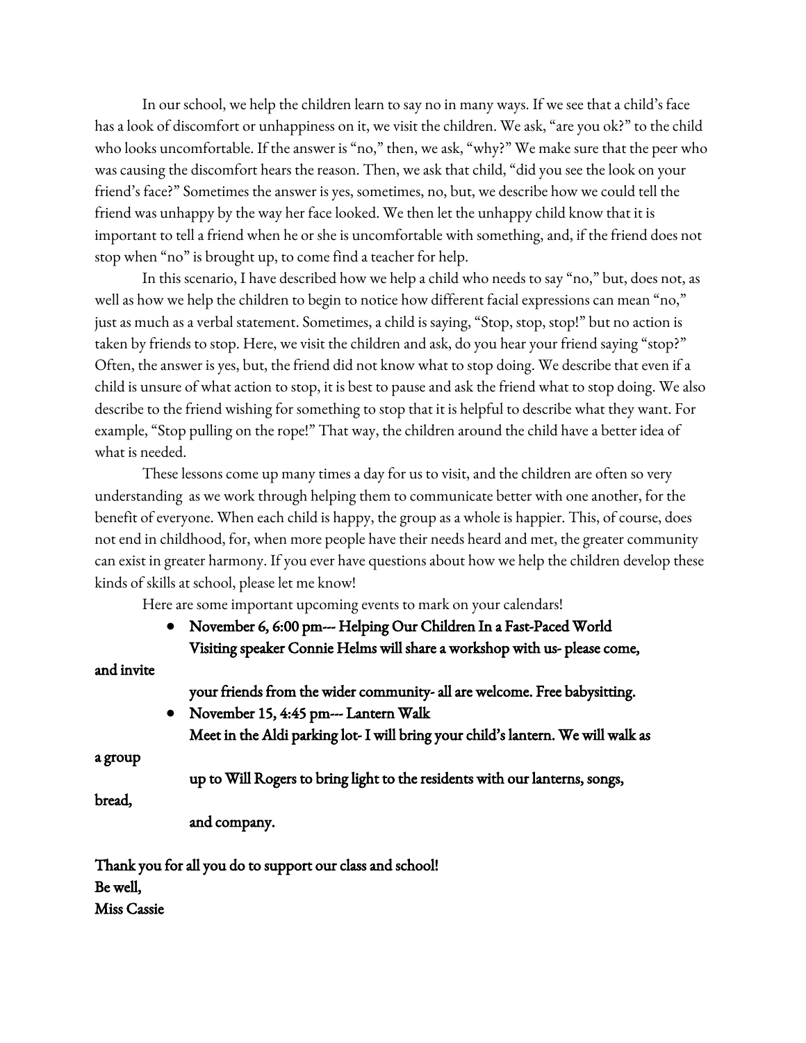In our school, we help the children learn to say no in many ways. If we see that a child's face has a look of discomfort or unhappiness on it, we visit the children. We ask, "are you ok?" to the child who looks uncomfortable. If the answer is "no," then, we ask, "why?" We make sure that the peer who was causing the discomfort hears the reason. Then, we ask that child, "did you see the look on your friend's face?" Sometimes the answer is yes, sometimes, no, but, we describe how we could tell the friend was unhappy by the way her face looked. We then let the unhappy child know that it is important to tell a friend when he or she is uncomfortable with something, and, if the friend does not stop when "no" is brought up, to come find a teacher for help.

In this scenario, I have described how we help a child who needs to say "no," but, does not, as well as how we help the children to begin to notice how different facial expressions can mean "no," just as much as a verbal statement. Sometimes, a child is saying, "Stop, stop, stop!" but no action is taken by friends to stop. Here, we visit the children and ask, do you hear your friend saying "stop?" Often, the answer is yes, but, the friend did not know what to stop doing. We describe that even if a child is unsure of what action to stop, it is best to pause and ask the friend what to stop doing. We also describe to the friend wishing for something to stop that it is helpful to describe what they want. For example, "Stop pulling on the rope!" That way, the children around the child have a better idea of what is needed.

These lessons come up many times a day for us to visit, and the children are often so very understanding as we work through helping them to communicate better with one another, for the benefit of everyone. When each child is happy, the group as a whole is happier. This, of course, does not end in childhood, for, when more people have their needs heard and met, the greater community can exist in greater harmony. If you ever have questions about how we help the children develop these kinds of skills at school, please let me know!

Here are some important upcoming events to mark on your calendars!

- **November 6, 6:00 pm--- Helping Our Children In a Fast-Paced World**
  **Visiting speaker Connie Helms will share a workshop with us- please come, and invite your friends from the wider community- all are welcome. Free babysitting.**
- **November 15, 4:45 pm--- Lantern Walk**
  **Meet in the Aldi parking lot- I will bring your child's lantern. We will walk as a group up to Will Rogers to bring light to the residents with our lanterns, songs, bread, and company.**

**Thank you for all you do to support our class and school!**
**Be well,**
**Miss Cassie**